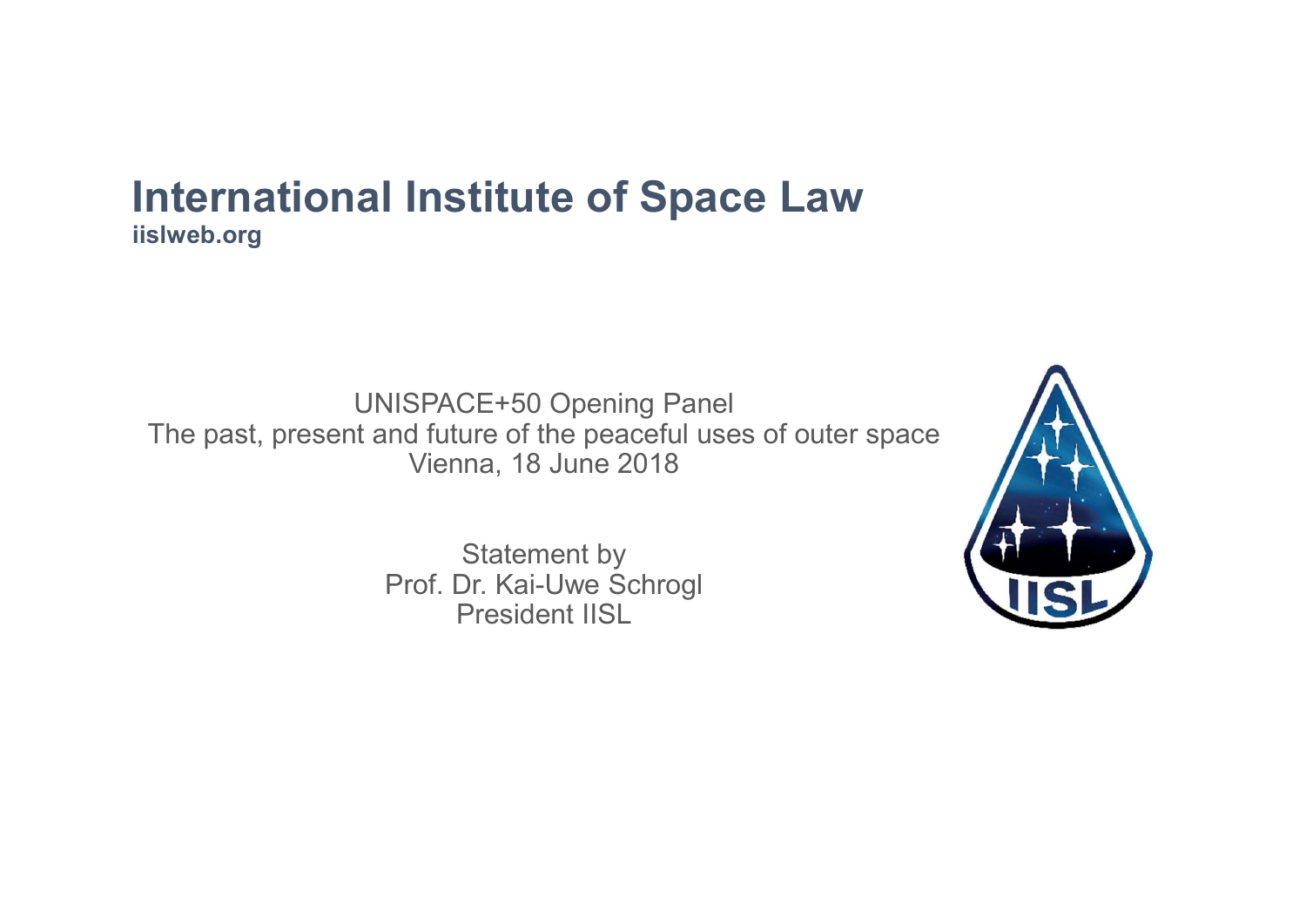# International Institute of Space Law

**iislweb.org**

UNISPACE+50 Opening Panel
The past, present and future of the peaceful uses of outer space
Vienna, 18 June 2018

Statement by
Prof. Dr. Kai-Uwe Schrogl
President IISL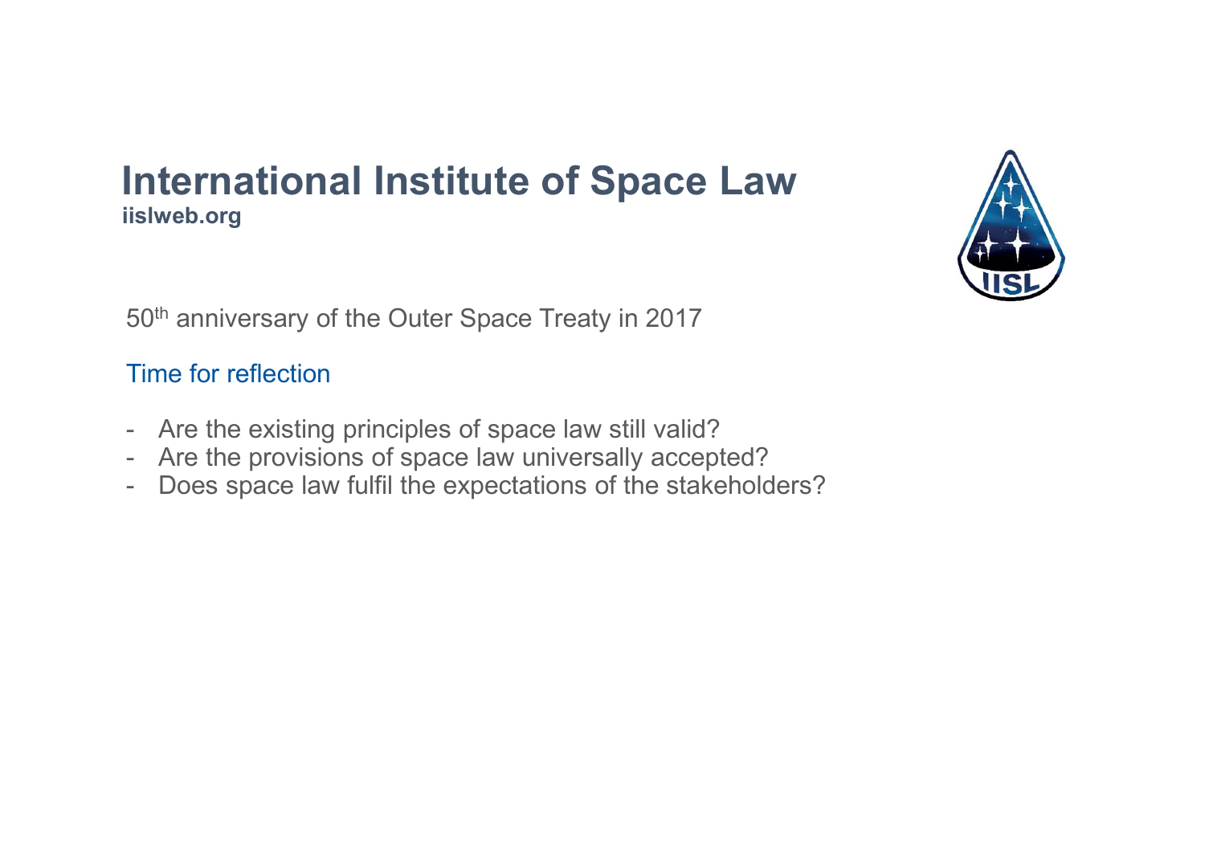# International Institute of Space Law

**iislweb.org**

50th anniversary of the Outer Space Treaty in 2017

## Time for reflection

- Are the existing principles of space law still valid?
- Are the provisions of space law universally accepted?
- Does space law fulfil the expectations of the stakeholders?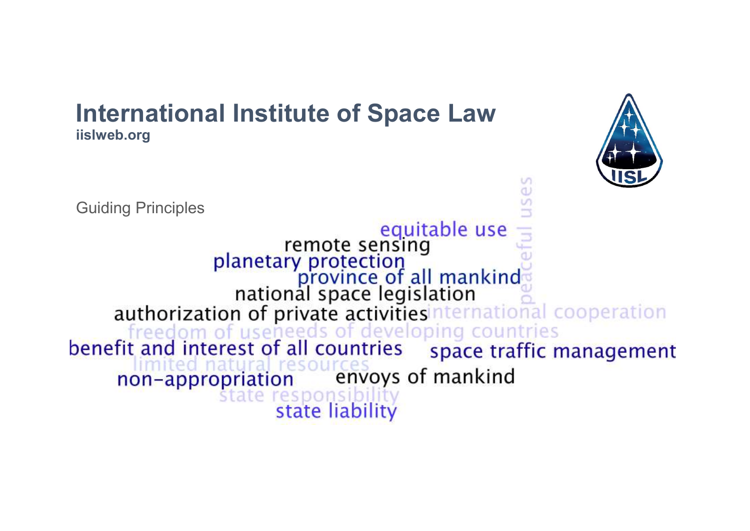# International Institute of Space Law

**iislweb.org**

Guiding Principles

peaceful uses
equitable use
remote sensing
planetary protection
province of all mankind
national space legislation
authorization of private activities
international cooperation
freedom of use
needs of developing countries
benefit and interest of all countries
space traffic management
limited natural resources
non-appropriation
envoys of mankind
state responsibility
state liability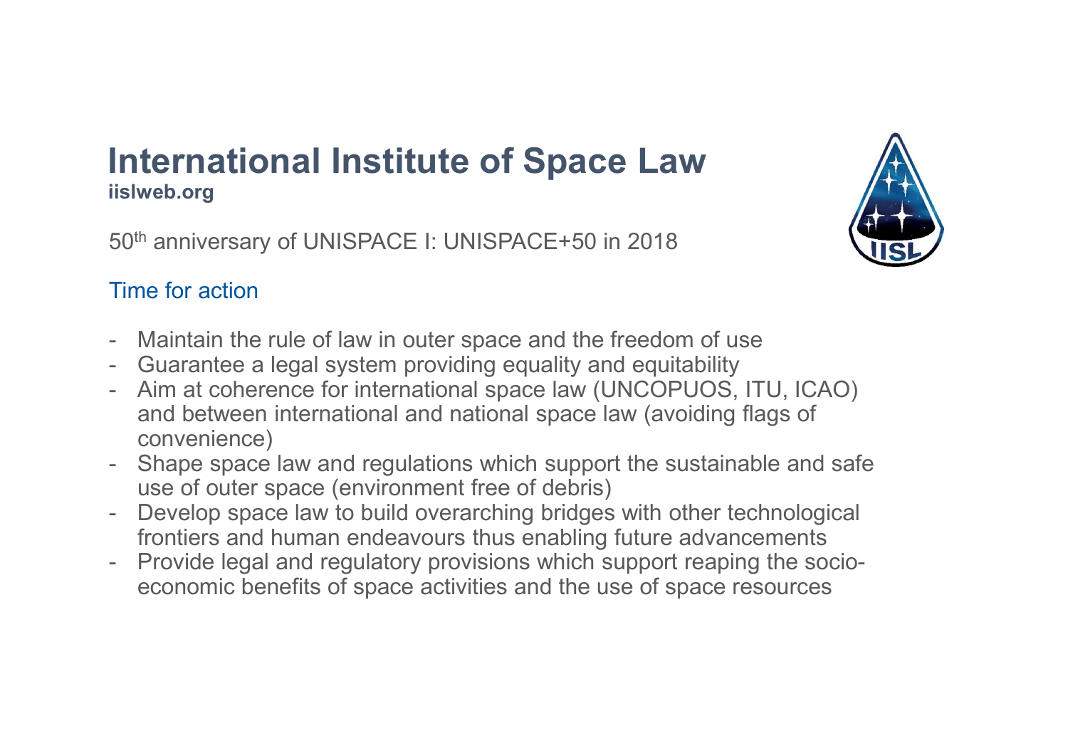# International Institute of Space Law

**iislweb.org**

50th anniversary of UNISPACE I: UNISPACE+50 in 2018

## Time for action

- Maintain the rule of law in outer space and the freedom of use
- Guarantee a legal system providing equality and equitability
- Aim at coherence for international space law (UNCOPUOS, ITU, ICAO) and between international and national space law (avoiding flags of convenience)
- Shape space law and regulations which support the sustainable and safe use of outer space (environment free of debris)
- Develop space law to build overarching bridges with other technological frontiers and human endeavours thus enabling future advancements
- Provide legal and regulatory provisions which support reaping the socio-economic benefits of space activities and the use of space resources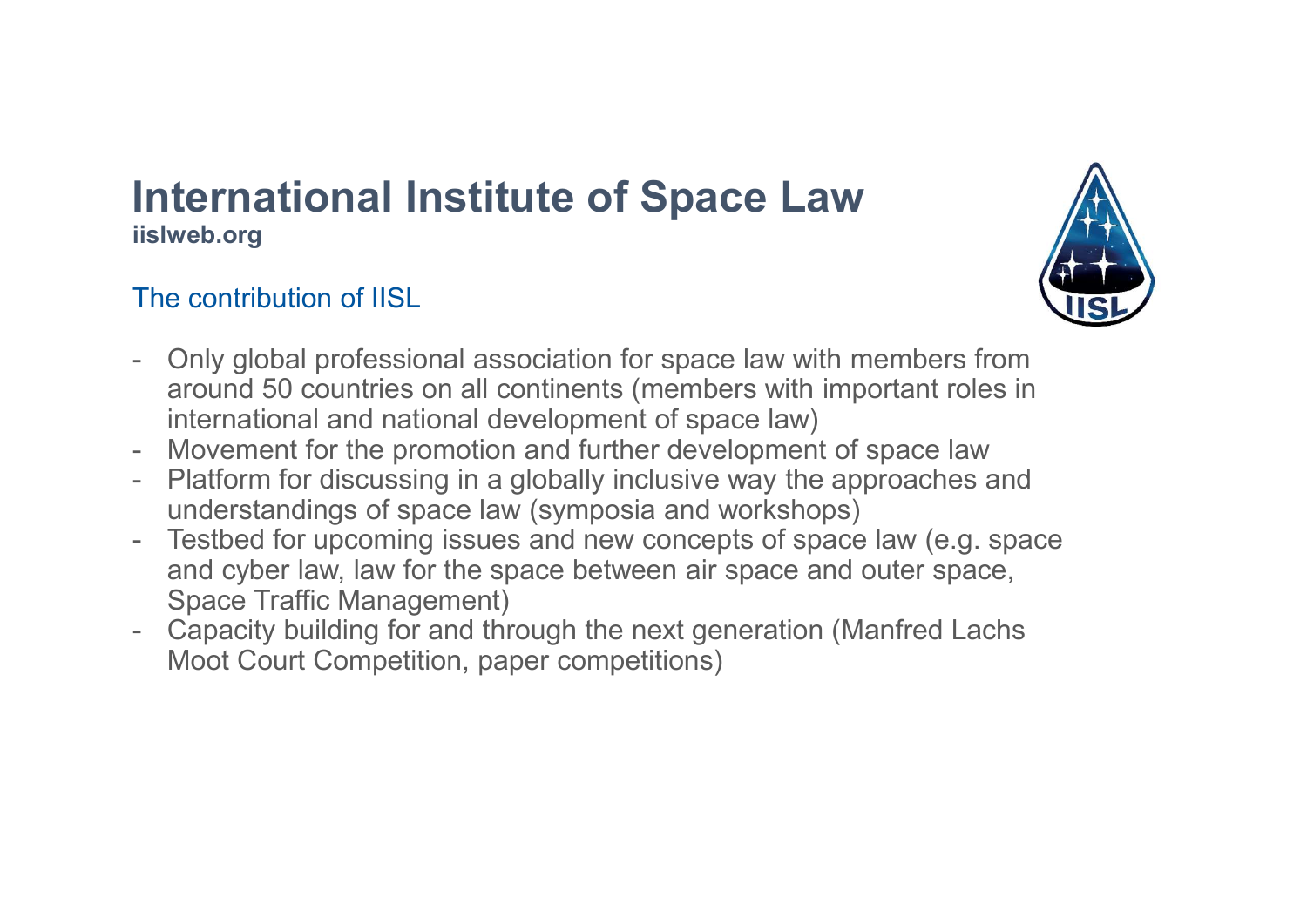# International Institute of Space Law

**iislweb.org**

## The contribution of IISL

- Only global professional association for space law with members from around 50 countries on all continents (members with important roles in international and national development of space law)
- Movement for the promotion and further development of space law
- Platform for discussing in a globally inclusive way the approaches and understandings of space law (symposia and workshops)
- Testbed for upcoming issues and new concepts of space law (e.g. space and cyber law, law for the space between air space and outer space, Space Traffic Management)
- Capacity building for and through the next generation (Manfred Lachs Moot Court Competition, paper competitions)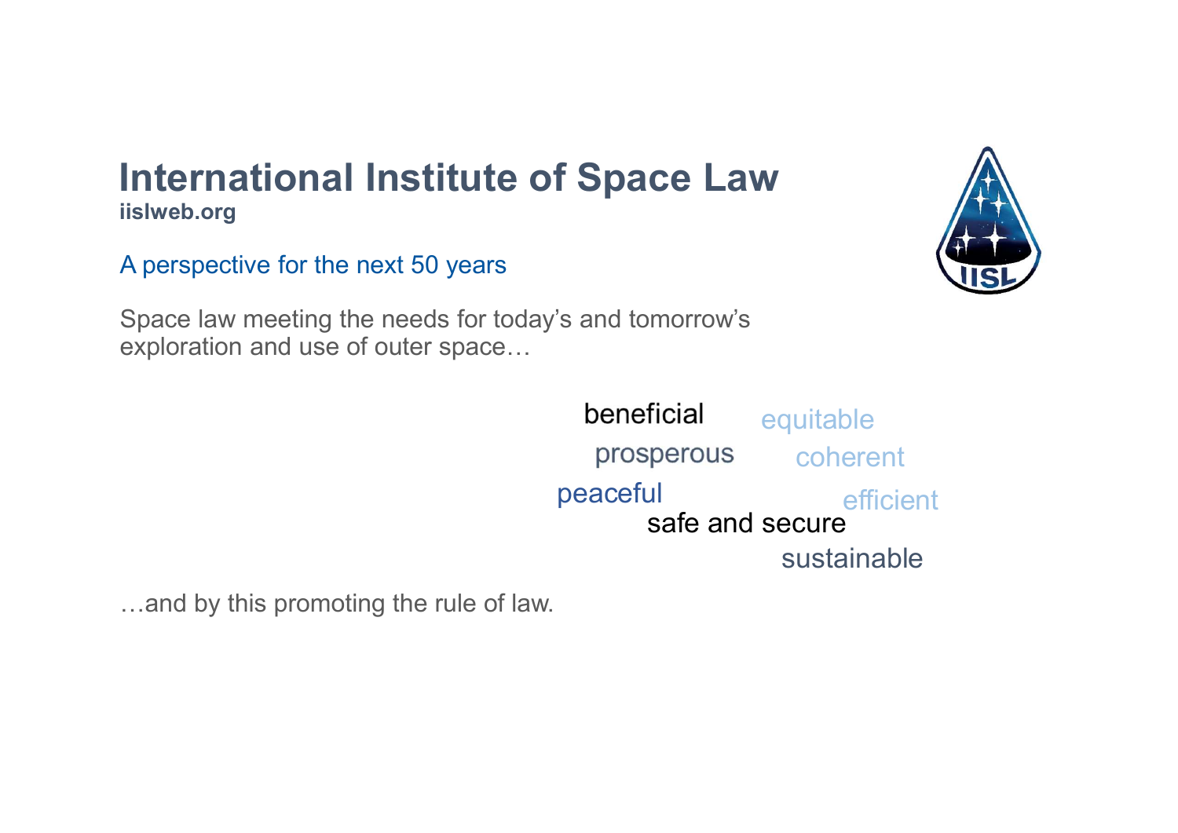# International Institute of Space Law

**iislweb.org**

A perspective for the next 50 years

Space law meeting the needs for today's and tomorrow's exploration and use of outer space…

beneficial
equitable
prosperous
coherent
peaceful
efficient
safe and secure
sustainable

…and by this promoting the rule of law.